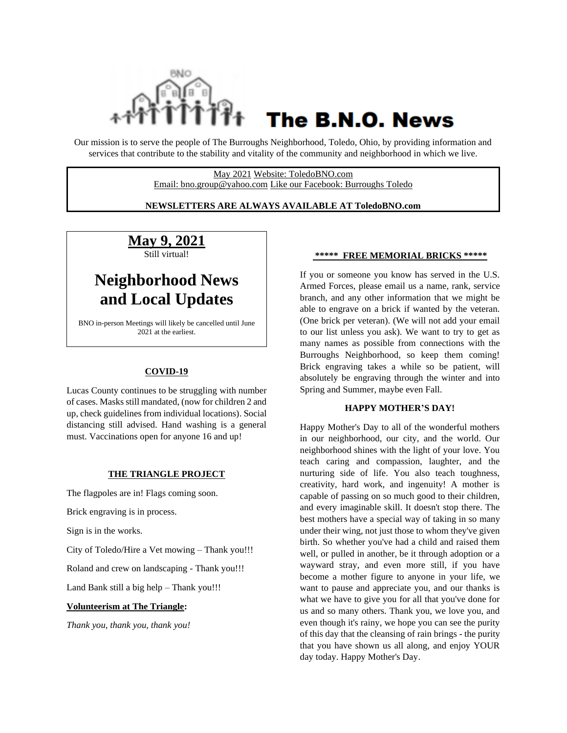# The B.N.O. News

Our mission is to serve the people of The Burroughs Neighborhood, Toledo, Ohio, by providing information and services that contribute to the stability and vitality of the community and neighborhood in which we live.

May 2021 Website: ToledoBNO.com
Email: bno.group@yahoo.com Like our Facebook: Burroughs Toledo

**NEWSLETTERS ARE ALWAYS AVAILABLE AT ToledoBNO.com**

**May 9, 2021**

Still virtual!

## Neighborhood News and Local Updates

BNO in-person Meetings will likely be cancelled until June 2021 at the earliest.

### COVID-19

Lucas County continues to be struggling with number of cases. Masks still mandated, (now for children 2 and up, check guidelines from individual locations). Social distancing still advised. Hand washing is a general must. Vaccinations open for anyone 16 and up!

### THE TRIANGLE PROJECT

The flagpoles are in! Flags coming soon.

Brick engraving is in process.

Sign is in the works.

City of Toledo/Hire a Vet mowing – Thank you!!!

Roland and crew on landscaping - Thank you!!!

Land Bank still a big help – Thank you!!!

**Volunteerism at The Triangle:**

*Thank you, thank you, thank you!*

### ***** FREE MEMORIAL BRICKS *****

If you or someone you know has served in the U.S. Armed Forces, please email us a name, rank, service branch, and any other information that we might be able to engrave on a brick if wanted by the veteran. (One brick per veteran). (We will not add your email to our list unless you ask). We want to try to get as many names as possible from connections with the Burroughs Neighborhood, so keep them coming! Brick engraving takes a while so be patient, will absolutely be engraving through the winter and into Spring and Summer, maybe even Fall.

### HAPPY MOTHER'S DAY!

Happy Mother's Day to all of the wonderful mothers in our neighborhood, our city, and the world. Our neighborhood shines with the light of your love. You teach caring and compassion, laughter, and the nurturing side of life. You also teach toughness, creativity, hard work, and ingenuity! A mother is capable of passing on so much good to their children, and every imaginable skill. It doesn't stop there. The best mothers have a special way of taking in so many under their wing, not just those to whom they've given birth. So whether you've had a child and raised them well, or pulled in another, be it through adoption or a wayward stray, and even more still, if you have become a mother figure to anyone in your life, we want to pause and appreciate you, and our thanks is what we have to give you for all that you've done for us and so many others. Thank you, we love you, and even though it's rainy, we hope you can see the purity of this day that the cleansing of rain brings - the purity that you have shown us all along, and enjoy YOUR day today. Happy Mother's Day.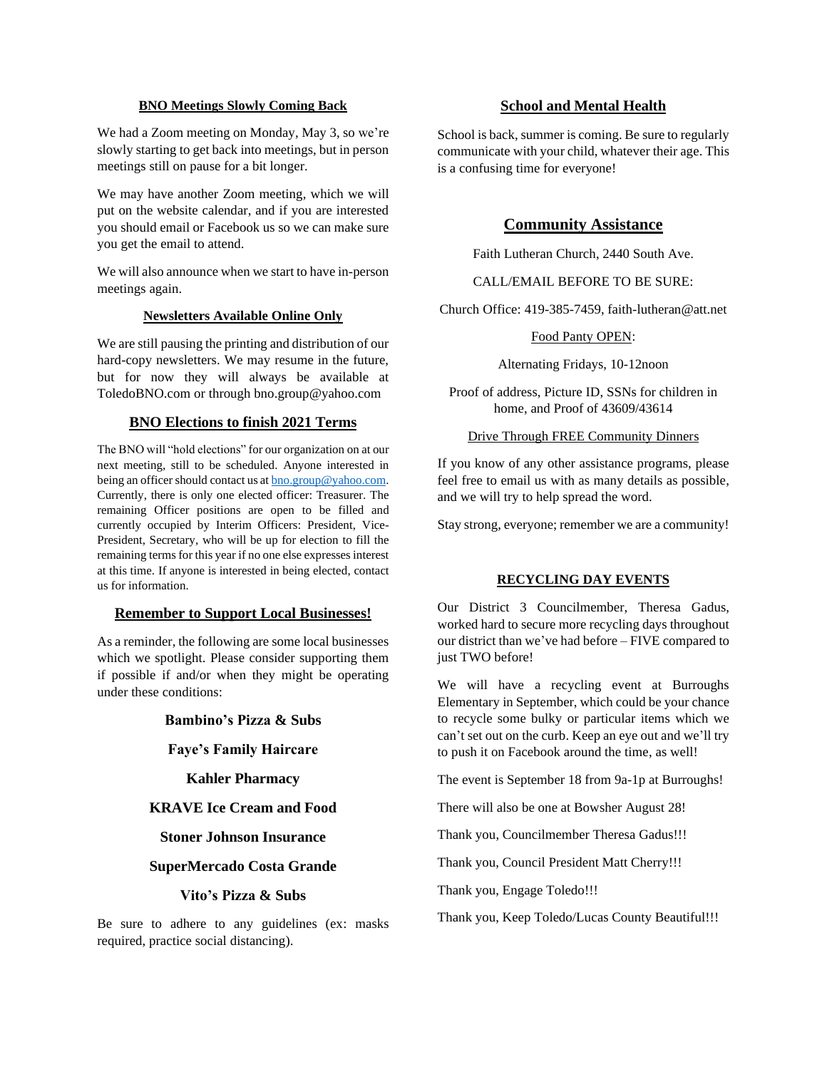## BNO Meetings Slowly Coming Back

We had a Zoom meeting on Monday, May 3, so we're slowly starting to get back into meetings, but in person meetings still on pause for a bit longer.

We may have another Zoom meeting, which we will put on the website calendar, and if you are interested you should email or Facebook us so we can make sure you get the email to attend.

We will also announce when we start to have in-person meetings again.

## Newsletters Available Online Only

We are still pausing the printing and distribution of our hard-copy newsletters. We may resume in the future, but for now they will always be available at ToledoBNO.com or through bno.group@yahoo.com

## BNO Elections to finish 2021 Terms

The BNO will "hold elections" for our organization on at our next meeting, still to be scheduled. Anyone interested in being an officer should contact us at bno.group@yahoo.com. Currently, there is only one elected officer: Treasurer. The remaining Officer positions are open to be filled and currently occupied by Interim Officers: President, Vice-President, Secretary, who will be up for election to fill the remaining terms for this year if no one else expresses interest at this time. If anyone is interested in being elected, contact us for information.

## Remember to Support Local Businesses!

As a reminder, the following are some local businesses which we spotlight. Please consider supporting them if possible if and/or when they might be operating under these conditions:

**Bambino's Pizza & Subs**

**Faye's Family Haircare**

**Kahler Pharmacy**

**KRAVE Ice Cream and Food**

**Stoner Johnson Insurance**

**SuperMercado Costa Grande**

**Vito's Pizza & Subs**

Be sure to adhere to any guidelines (ex: masks required, practice social distancing).

## School and Mental Health

School is back, summer is coming. Be sure to regularly communicate with your child, whatever their age. This is a confusing time for everyone!

## Community Assistance

Faith Lutheran Church, 2440 South Ave.

CALL/EMAIL BEFORE TO BE SURE:

Church Office: 419-385-7459, faith-lutheran@att.net

Food Panty OPEN:

Alternating Fridays, 10-12noon

Proof of address, Picture ID, SSNs for children in home, and Proof of 43609/43614

Drive Through FREE Community Dinners

If you know of any other assistance programs, please feel free to email us with as many details as possible, and we will try to help spread the word.

Stay strong, everyone; remember we are a community!

## RECYCLING DAY EVENTS

Our District 3 Councilmember, Theresa Gadus, worked hard to secure more recycling days throughout our district than we've had before – FIVE compared to just TWO before!

We will have a recycling event at Burroughs Elementary in September, which could be your chance to recycle some bulky or particular items which we can't set out on the curb. Keep an eye out and we'll try to push it on Facebook around the time, as well!

The event is September 18 from 9a-1p at Burroughs!

There will also be one at Bowsher August 28!

Thank you, Councilmember Theresa Gadus!!!

Thank you, Council President Matt Cherry!!!

Thank you, Engage Toledo!!!

Thank you, Keep Toledo/Lucas County Beautiful!!!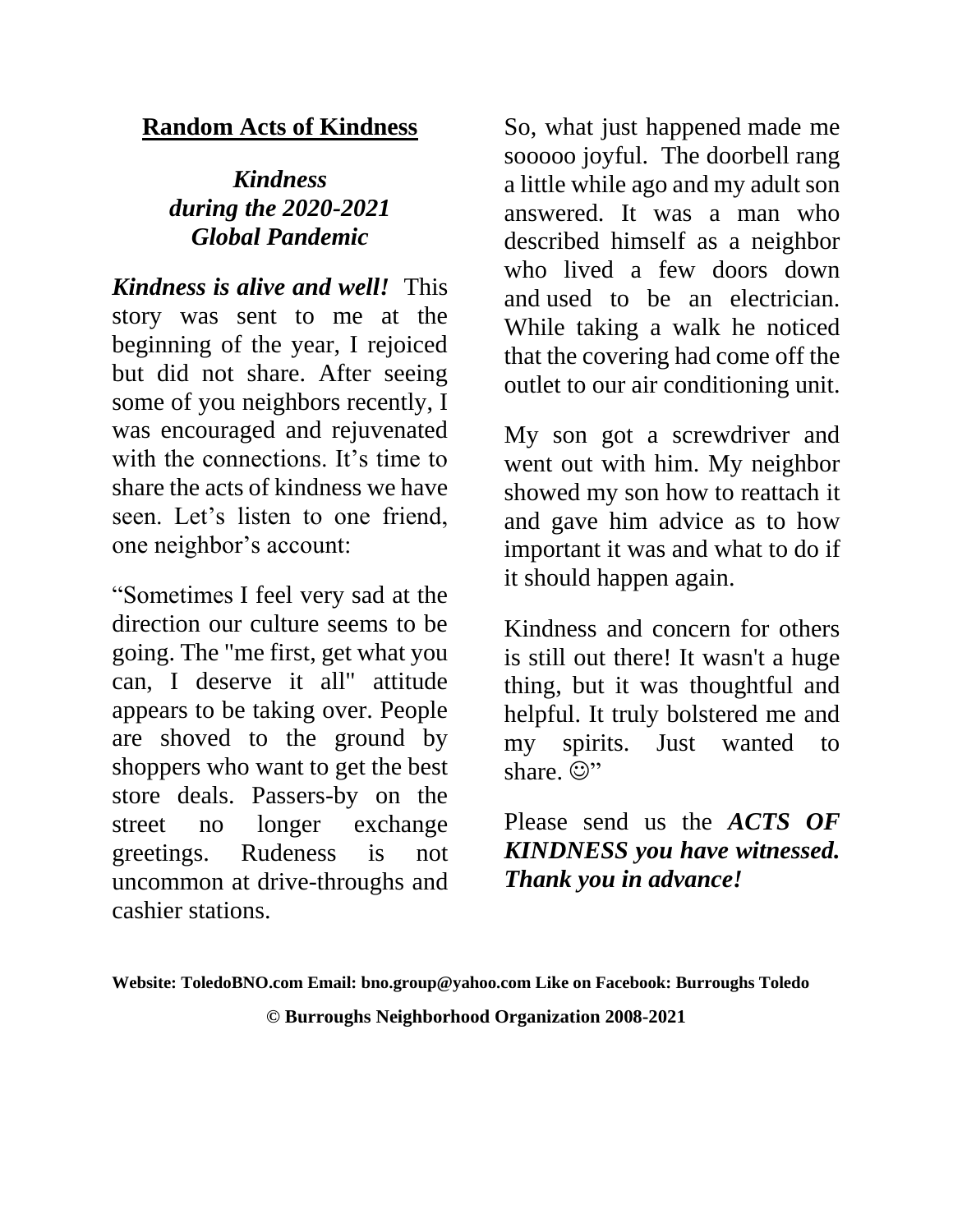## Random Acts of Kindness

### *Kindness during the 2020-2021 Global Pandemic*

***Kindness is alive and well!*** This story was sent to me at the beginning of the year, I rejoiced but did not share. After seeing some of you neighbors recently, I was encouraged and rejuvenated with the connections. It's time to share the acts of kindness we have seen. Let's listen to one friend, one neighbor's account:

"Sometimes I feel very sad at the direction our culture seems to be going. The "me first, get what you can, I deserve it all" attitude appears to be taking over. People are shoved to the ground by shoppers who want to get the best store deals. Passers-by on the street no longer exchange greetings. Rudeness is not uncommon at drive-throughs and cashier stations.

So, what just happened made me soooooo joyful. The doorbell rang a little while ago and my adult son answered. It was a man who described himself as a neighbor who lived a few doors down and used to be an electrician. While taking a walk he noticed that the covering had come off the outlet to our air conditioning unit.

My son got a screwdriver and went out with him. My neighbor showed my son how to reattach it and gave him advice as to how important it was and what to do if it should happen again.

Kindness and concern for others is still out there! It wasn't a huge thing, but it was thoughtful and helpful. It truly bolstered me and my spirits. Just wanted to share. ☺"

Please send us the ***ACTS OF KINDNESS you have witnessed. Thank you in advance!***

**Website: ToledoBNO.com Email: bno.group@yahoo.com Like on Facebook: Burroughs Toledo**

**© Burroughs Neighborhood Organization 2008-2021**